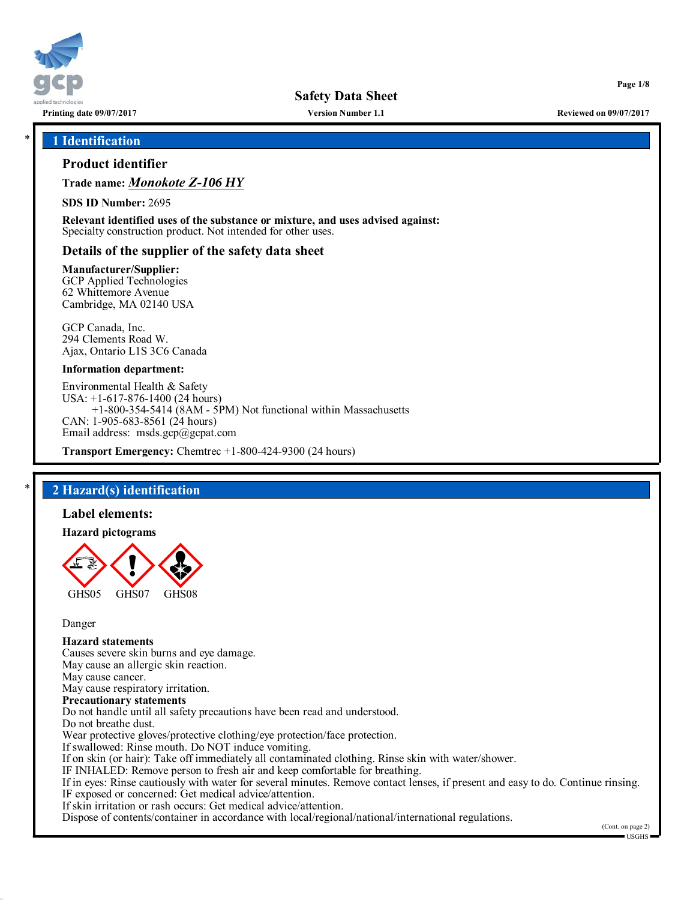# Safety Data Sheet

Printing date 09/07/2017 | Version Number 1.1 | Reviewed on 09/07/2017

## * 1 Identification

### Product identifier

**Trade name:** ***Monokote Z-106 HY***

**SDS ID Number:** 2695

**Relevant identified uses of the substance or mixture, and uses advised against:**
Specialty construction product. Not intended for other uses.

### Details of the supplier of the safety data sheet

**Manufacturer/Supplier:**
GCP Applied Technologies
62 Whittemore Avenue
Cambridge, MA 02140 USA

GCP Canada, Inc.
294 Clements Road W.
Ajax, Ontario L1S 3C6 Canada

**Information department:**

Environmental Health & Safety
USA: +1-617-876-1400 (24 hours)
+1-800-354-5414 (8AM - 5PM) Not functional within Massachusetts
CAN: 1-905-683-8561 (24 hours)
Email address: msds.gcp@gcpat.com

**Transport Emergency:** Chemtrec +1-800-424-9300 (24 hours)

## * 2 Hazard(s) identification

### Label elements:

**Hazard pictograms**

GHS05 GHS07 GHS08

Danger

**Hazard statements**
Causes severe skin burns and eye damage.
May cause an allergic skin reaction.
May cause cancer.
May cause respiratory irritation.

**Precautionary statements**
Do not handle until all safety precautions have been read and understood.
Do not breathe dust.
Wear protective gloves/protective clothing/eye protection/face protection.
If swallowed: Rinse mouth. Do NOT induce vomiting.
If on skin (or hair): Take off immediately all contaminated clothing. Rinse skin with water/shower.
IF INHALED: Remove person to fresh air and keep comfortable for breathing.
If in eyes: Rinse cautiously with water for several minutes. Remove contact lenses, if present and easy to do. Continue rinsing.
IF exposed or concerned: Get medical advice/attention.
If skin irritation or rash occurs: Get medical advice/attention.
Dispose of contents/container in accordance with local/regional/national/international regulations.

(Cont. on page 2)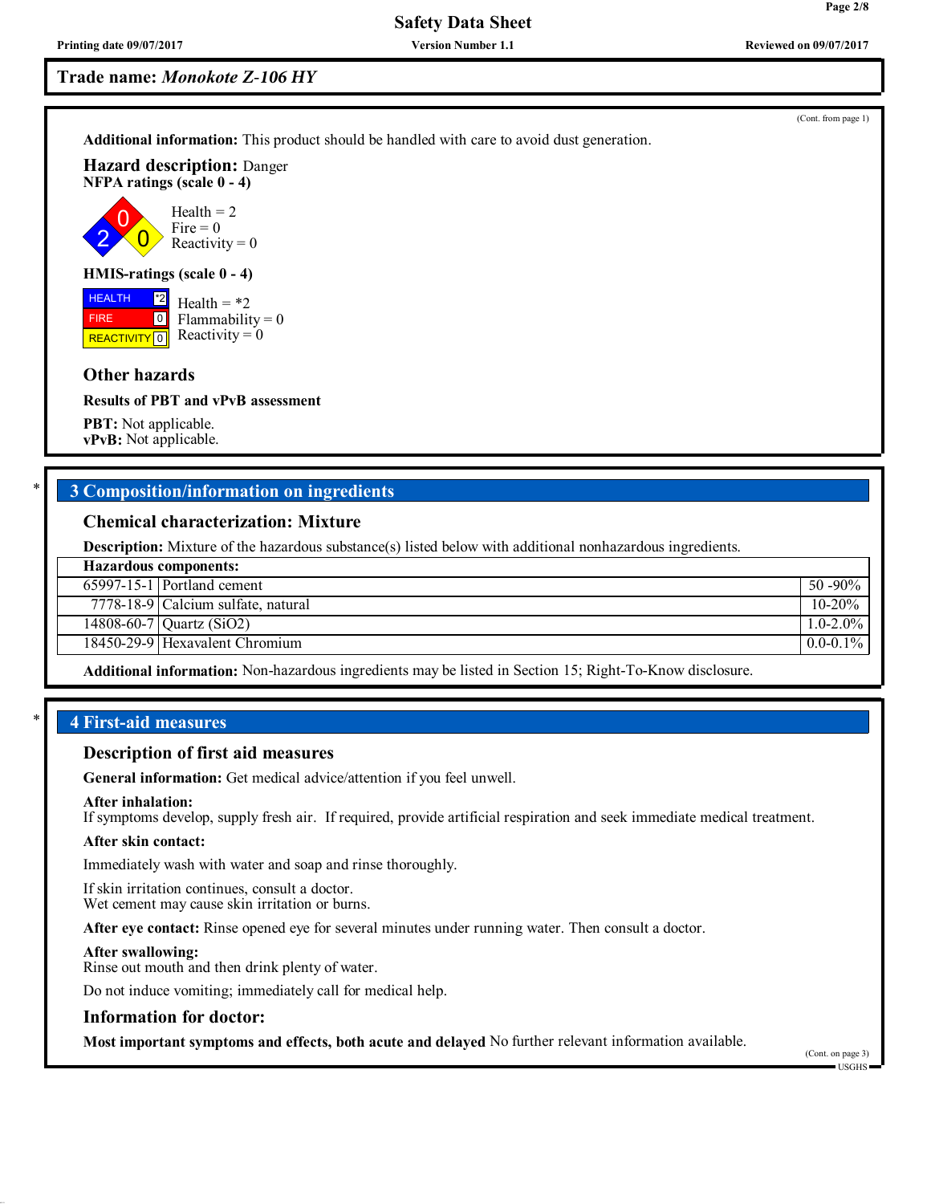**Trade name:** ***Monokote Z-106 HY***

(Cont. from page 1)

**Additional information:** This product should be handled with care to avoid dust generation.

**Hazard description:** Danger

**NFPA ratings (scale 0 - 4)**

Health = 2
Fire = 0
Reactivity = 0

**HMIS-ratings (scale 0 - 4)**

| | |
|---|---|
| HEALTH | *2 |
| FIRE | 0 |
| REACTIVITY | 0 |

Health = *2
Flammability = 0
Reactivity = 0

### Other hazards

**Results of PBT and vPvB assessment**

**PBT:** Not applicable.
**vPvB:** Not applicable.

## * 3 Composition/information on ingredients

### Chemical characterization: Mixture

**Description:** Mixture of the hazardous substance(s) listed below with additional nonhazardous ingredients.

| Hazardous components: | | |
|---|---|---|
| 65997-15-1 | Portland cement | 50 -90% |
| 7778-18-9 | Calcium sulfate, natural | 10-20% |
| 14808-60-7 | Quartz ($SiO_2$) | 1.0-2.0% |
| 18450-29-9 | Hexavalent Chromium | 0.0-0.1% |

**Additional information:** Non-hazardous ingredients may be listed in Section 15; Right-To-Know disclosure.

## * 4 First-aid measures

### Description of first aid measures

**General information:** Get medical advice/attention if you feel unwell.

**After inhalation:**
If symptoms develop, supply fresh air. If required, provide artificial respiration and seek immediate medical treatment.

**After skin contact:**

Immediately wash with water and soap and rinse thoroughly.

If skin irritation continues, consult a doctor.
Wet cement may cause skin irritation or burns.

**After eye contact:** Rinse opened eye for several minutes under running water. Then consult a doctor.

**After swallowing:**
Rinse out mouth and then drink plenty of water.

Do not induce vomiting; immediately call for medical help.

### Information for doctor:

**Most important symptoms and effects, both acute and delayed** No further relevant information available.

(Cont. on page 3)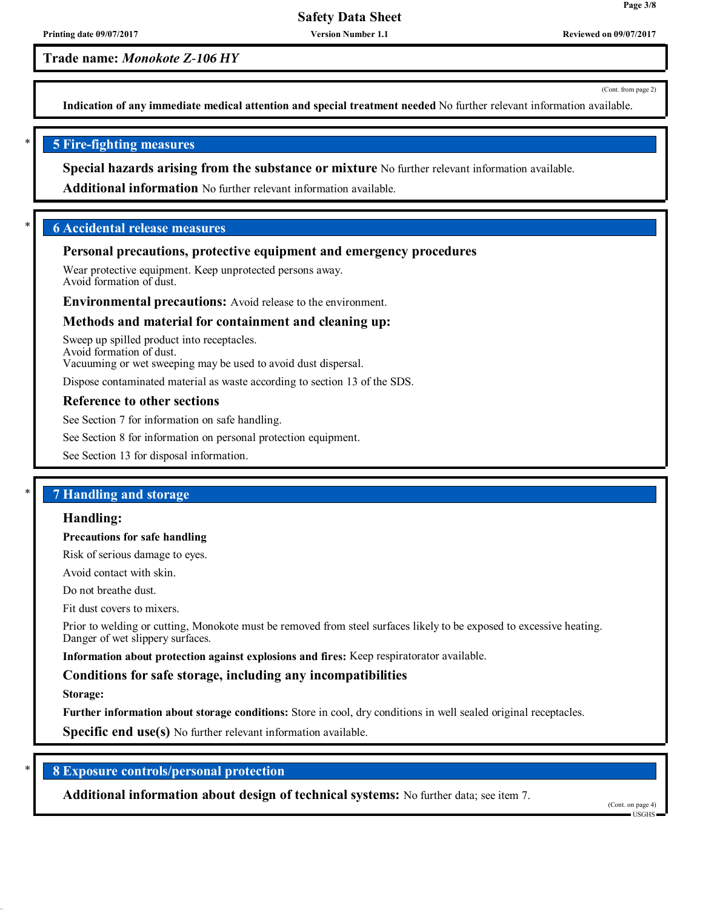**Trade name:** ***Monokote Z-106 HY***

(Cont. from page 2)

**Indication of any immediate medical attention and special treatment needed** No further relevant information available.

## 5 Fire-fighting measures

**Special hazards arising from the substance or mixture** No further relevant information available.

**Additional information** No further relevant information available.

## 6 Accidental release measures

**Personal precautions, protective equipment and emergency procedures**

Wear protective equipment. Keep unprotected persons away.
Avoid formation of dust.

**Environmental precautions:** Avoid release to the environment.

**Methods and material for containment and cleaning up:**

Sweep up spilled product into receptacles.
Avoid formation of dust.
Vacuuming or wet sweeping may be used to avoid dust dispersal.

Dispose contaminated material as waste according to section 13 of the SDS.

**Reference to other sections**

See Section 7 for information on safe handling.

See Section 8 for information on personal protection equipment.

See Section 13 for disposal information.

## 7 Handling and storage

**Handling:**

**Precautions for safe handling**

Risk of serious damage to eyes.

Avoid contact with skin.

Do not breathe dust.

Fit dust covers to mixers.

Prior to welding or cutting, Monokote must be removed from steel surfaces likely to be exposed to excessive heating.
Danger of wet slippery surfaces.

**Information about protection against explosions and fires:** Keep respiratorator available.

**Conditions for safe storage, including any incompatibilities**

**Storage:**

**Further information about storage conditions:** Store in cool, dry conditions in well sealed original receptacles.

**Specific end use(s)** No further relevant information available.

## 8 Exposure controls/personal protection

**Additional information about design of technical systems:** No further data; see item 7.

(Cont. on page 4)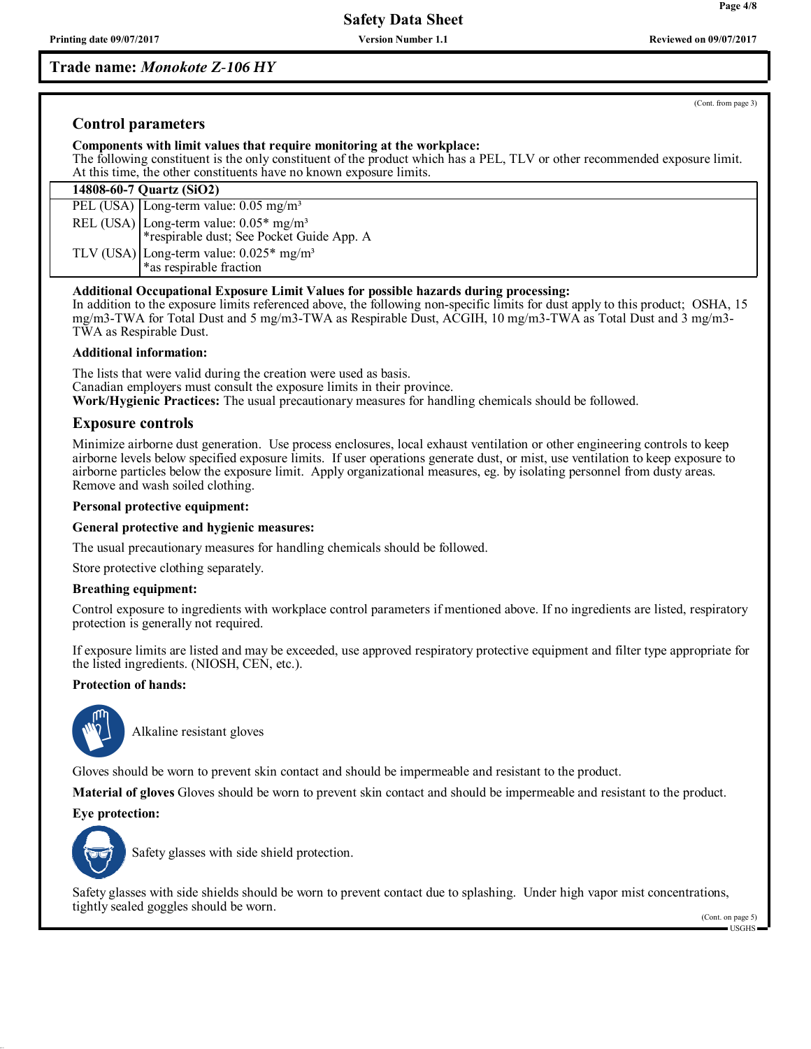**Trade name:** ***Monokote Z-106 HY***

(Cont. from page 3)

## Control parameters

**Components with limit values that require monitoring at the workplace:**
The following constituent is the only constituent of the product which has a PEL, TLV or other recommended exposure limit.
At this time, the other constituents have no known exposure limits.

| 14808-60-7 Quartz ($SiO_2$) | |
|---|---|
| PEL (USA) | Long-term value: 0.05 mg/m³ |
| REL (USA) | Long-term value: 0.05* mg/m³<br>*respirable dust; See Pocket Guide App. A |
| TLV (USA) | Long-term value: 0.025* mg/m³<br>*as respirable fraction |

**Additional Occupational Exposure Limit Values for possible hazards during processing:**
In addition to the exposure limits referenced above, the following non-specific limits for dust apply to this product; OSHA, 15 mg/m3-TWA for Total Dust and 5 mg/m3-TWA as Respirable Dust, ACGIH, 10 mg/m3-TWA as Total Dust and 3 mg/m3-TWA as Respirable Dust.

**Additional information:**

The lists that were valid during the creation were used as basis.
Canadian employers must consult the exposure limits in their province.
**Work/Hygienic Practices:** The usual precautionary measures for handling chemicals should be followed.

## Exposure controls

Minimize airborne dust generation. Use process enclosures, local exhaust ventilation or other engineering controls to keep airborne levels below specified exposure limits. If user operations generate dust, or mist, use ventilation to keep exposure to airborne particles below the exposure limit. Apply organizational measures, eg. by isolating personnel from dusty areas. Remove and wash soiled clothing.

**Personal protective equipment:**

**General protective and hygienic measures:**

The usual precautionary measures for handling chemicals should be followed.

Store protective clothing separately.

**Breathing equipment:**

Control exposure to ingredients with workplace control parameters if mentioned above. If no ingredients are listed, respiratory protection is generally not required.

If exposure limits are listed and may be exceeded, use approved respiratory protective equipment and filter type appropriate for the listed ingredients. (NIOSH, CEN, etc.).

**Protection of hands:**

Alkaline resistant gloves

Gloves should be worn to prevent skin contact and should be impermeable and resistant to the product.

**Material of gloves** Gloves should be worn to prevent skin contact and should be impermeable and resistant to the product.

**Eye protection:**

Safety glasses with side shield protection.

Safety glasses with side shields should be worn to prevent contact due to splashing. Under high vapor mist concentrations, tightly sealed goggles should be worn.

(Cont. on page 5)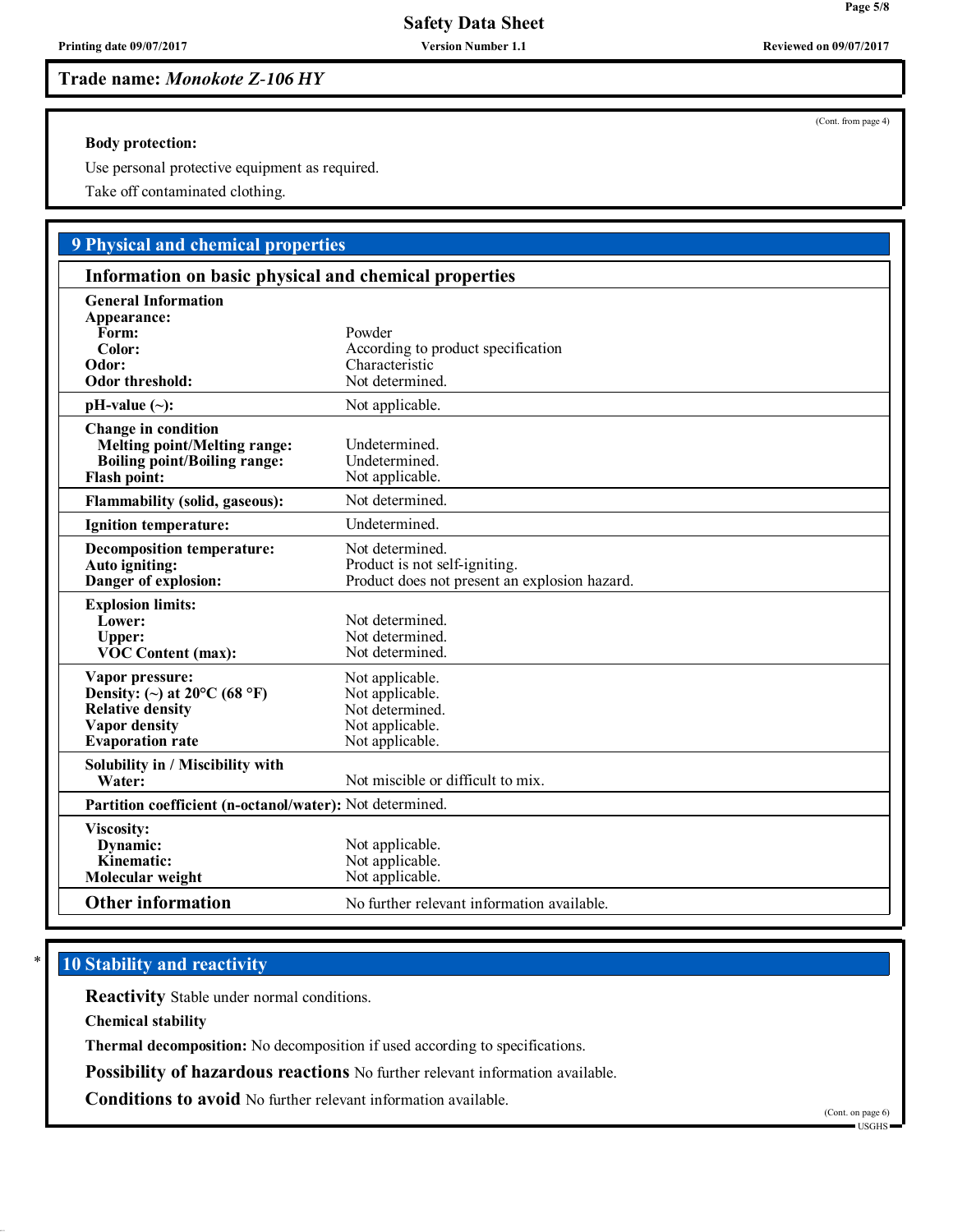Trade name: *Monokote Z-106 HY*

(Cont. from page 4)

**Body protection:**

Use personal protective equipment as required.

Take off contaminated clothing.

## 9 Physical and chemical properties

### Information on basic physical and chemical properties

| | |
|---|---|
| **General Information** | |
| **Appearance:** | |
| **Form:** | Powder |
| **Color:** | According to product specification |
| **Odor:** | Characteristic |
| **Odor threshold:** | Not determined. |
| **pH-value (~):** | Not applicable. |
| **Change in condition** | |
| **Melting point/Melting range:** | Undetermined. |
| **Boiling point/Boiling range:** | Undetermined. |
| **Flash point:** | Not applicable. |
| **Flammability (solid, gaseous):** | Not determined. |
| **Ignition temperature:** | Undetermined. |
| **Decomposition temperature:** | Not determined. |
| **Auto igniting:** | Product is not self-igniting. |
| **Danger of explosion:** | Product does not present an explosion hazard. |
| **Explosion limits:** | |
| **Lower:** | Not determined. |
| **Upper:** | Not determined. |
| **VOC Content (max):** | Not determined. |
| **Vapor pressure:** | Not applicable. |
| **Density: (~) at 20°C (68 °F)** | Not applicable. |
| **Relative density** | Not determined. |
| **Vapor density** | Not applicable. |
| **Evaporation rate** | Not applicable. |
| **Solubility in / Miscibility with** | |
| **Water:** | Not miscible or difficult to mix. |
| **Partition coefficient (n-octanol/water):** | Not determined. |
| **Viscosity:** | |
| **Dynamic:** | Not applicable. |
| **Kinematic:** | Not applicable. |
| **Molecular weight** | Not applicable. |
| **Other information** | No further relevant information available. |

\* 

## 10 Stability and reactivity

**Reactivity** Stable under normal conditions.

**Chemical stability**

**Thermal decomposition:** No decomposition if used according to specifications.

**Possibility of hazardous reactions** No further relevant information available.

**Conditions to avoid** No further relevant information available.

(Cont. on page 6)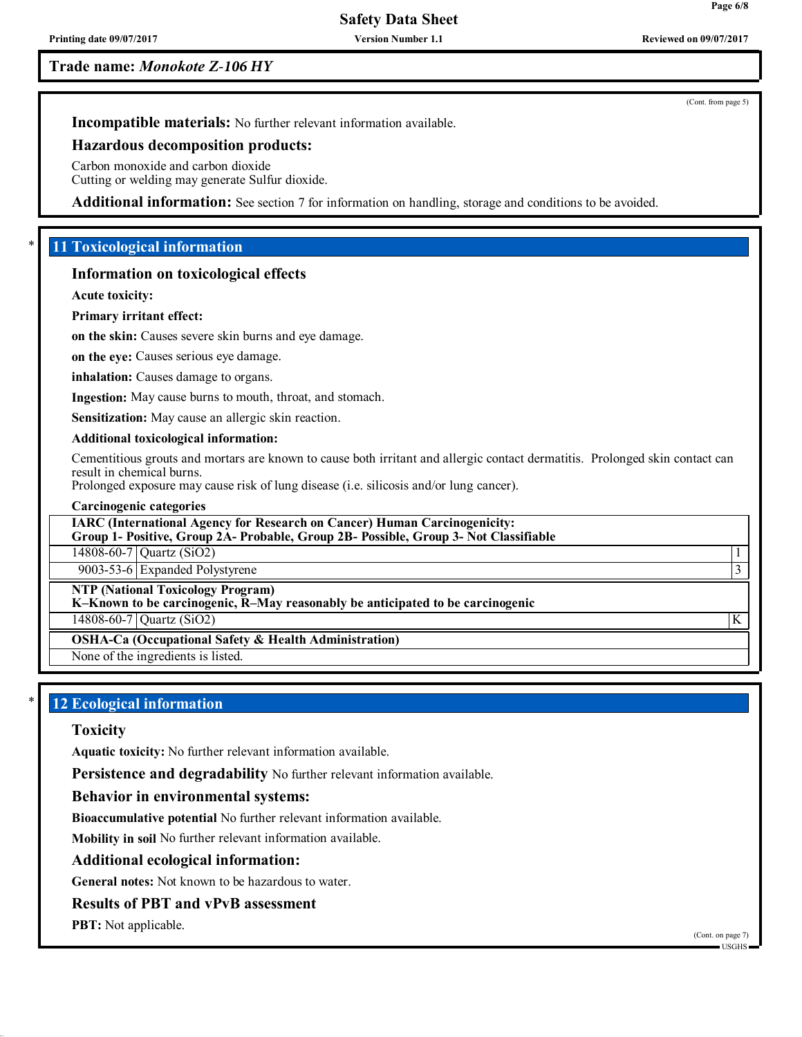Trade name: *Monokote Z-106 HY*

(Cont. from page 5)

**Incompatible materials:** No further relevant information available.

**Hazardous decomposition products:**

Carbon monoxide and carbon dioxide
Cutting or welding may generate Sulfur dioxide.

**Additional information:** See section 7 for information on handling, storage and conditions to be avoided.

## 11 Toxicological information

### Information on toxicological effects

**Acute toxicity:**

**Primary irritant effect:**

**on the skin:** Causes severe skin burns and eye damage.

**on the eye:** Causes serious eye damage.

**inhalation:** Causes damage to organs.

**Ingestion:** May cause burns to mouth, throat, and stomach.

**Sensitization:** May cause an allergic skin reaction.

**Additional toxicological information:**

Cementitious grouts and mortars are known to cause both irritant and allergic contact dermatitis. Prolonged skin contact can result in chemical burns.
Prolonged exposure may cause risk of lung disease (i.e. silicosis and/or lung cancer).

**Carcinogenic categories**

| **IARC (International Agency for Research on Cancer) Human Carcinogenicity: Group 1- Positive, Group 2A- Probable, Group 2B- Possible, Group 3- Not Classifiable** | | |
|---|---|---|
| 14808-60-7 | Quartz ($SiO_2$) | 1 |
| 9003-53-6 | Expanded Polystyrene | 3 |

| **NTP (National Toxicology Program) K–Known to be carcinogenic, R–May reasonably be anticipated to be carcinogenic** | | |
|---|---|---|
| 14808-60-7 | Quartz ($SiO_2$) | K |

| **OSHA-Ca (Occupational Safety & Health Administration)** |
|---|
| None of the ingredients is listed. |

## 12 Ecological information

### Toxicity

**Aquatic toxicity:** No further relevant information available.

**Persistence and degradability** No further relevant information available.

**Behavior in environmental systems:**

**Bioaccumulative potential** No further relevant information available.

**Mobility in soil** No further relevant information available.

**Additional ecological information:**

**General notes:** Not known to be hazardous to water.

**Results of PBT and vPvB assessment**

**PBT:** Not applicable.

(Cont. on page 7)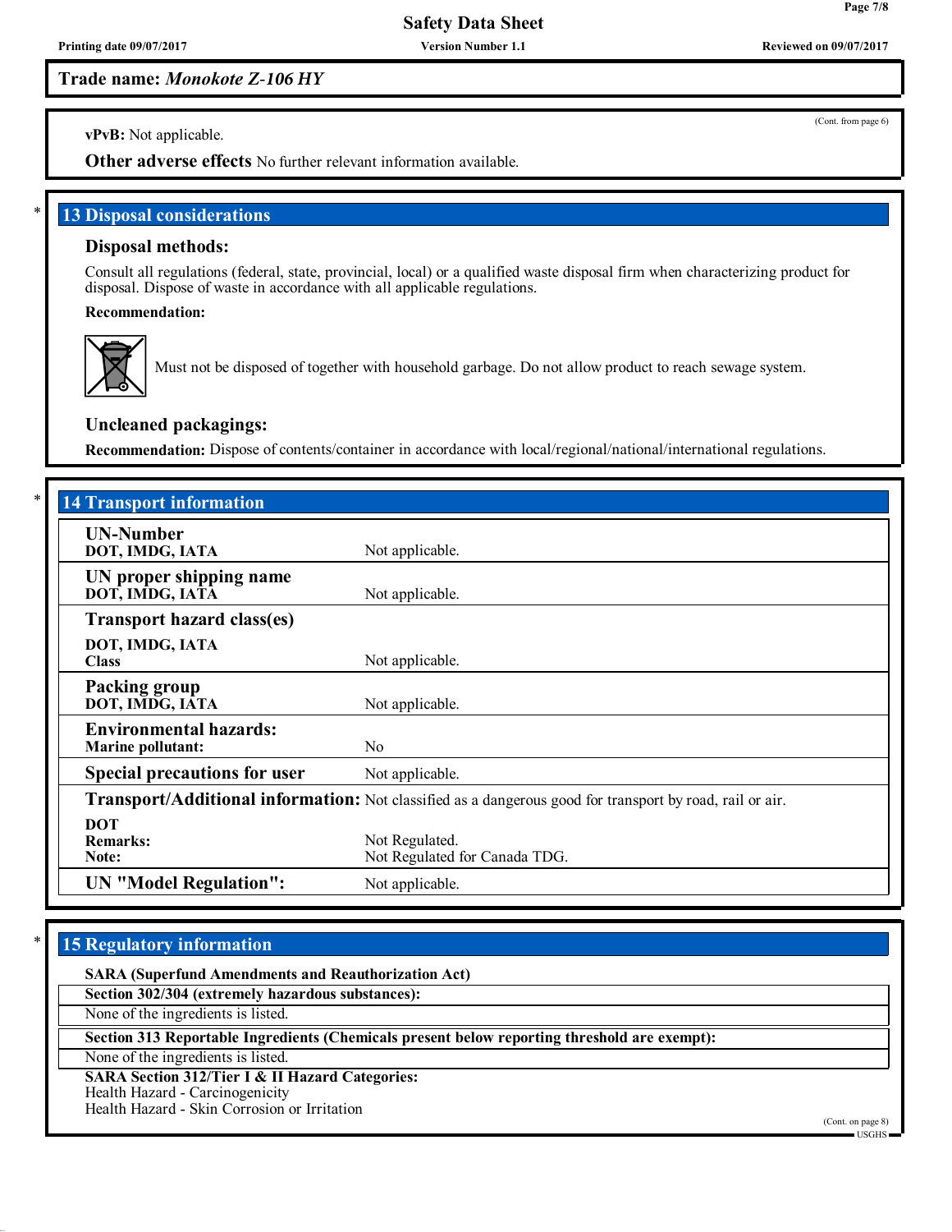Trade name: *Monokote Z-106 HY*

(Cont. from page 6)

**vPvB:** Not applicable.

**Other adverse effects** No further relevant information available.

## 13 Disposal considerations

### Disposal methods:

Consult all regulations (federal, state, provincial, local) or a qualified waste disposal firm when characterizing product for disposal. Dispose of waste in accordance with all applicable regulations.

**Recommendation:**

Must not be disposed of together with household garbage. Do not allow product to reach sewage system.

### Uncleaned packagings:

**Recommendation:** Dispose of contents/container in accordance with local/regional/national/international regulations.

## 14 Transport information

| | |
|---|---|
| **UN-Number**<br>**DOT, IMDG, IATA** | Not applicable. |
| **UN proper shipping name**<br>**DOT, IMDG, IATA** | Not applicable. |
| **Transport hazard class(es)**<br>**DOT, IMDG, IATA**<br>**Class** | Not applicable. |
| **Packing group**<br>**DOT, IMDG, IATA** | Not applicable. |
| **Environmental hazards:**<br>**Marine pollutant:** | No |
| **Special precautions for user** | Not applicable. |
| **Transport/Additional information:** | Not classified as a dangerous good for transport by road, rail or air. |
| **DOT**<br>**Remarks:**<br>**Note:** | Not Regulated.<br>Not Regulated for Canada TDG. |
| **UN "Model Regulation":** | Not applicable. |

## 15 Regulatory information

**SARA (Superfund Amendments and Reauthorization Act)**

**Section 302/304 (extremely hazardous substances):**

None of the ingredients is listed.

**Section 313 Reportable Ingredients (Chemicals present below reporting threshold are exempt):**

None of the ingredients is listed.

**SARA Section 312/Tier I & II Hazard Categories:**
Health Hazard - Carcinogenicity
Health Hazard - Skin Corrosion or Irritation

(Cont. on page 8)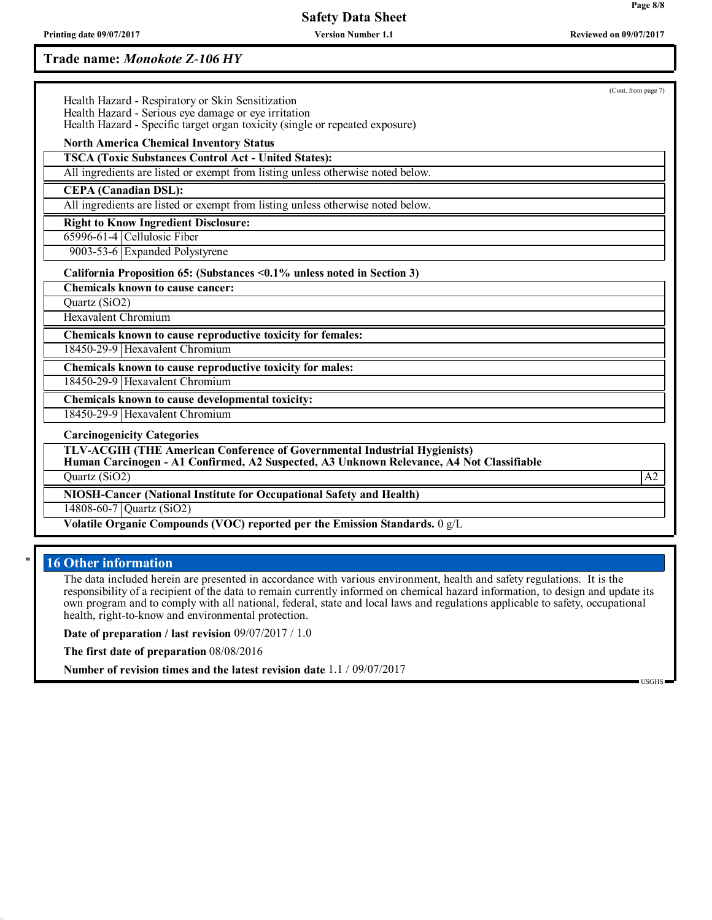**Trade name:** ***Monokote Z-106 HY***

(Cont. from page 7)

Health Hazard - Respiratory or Skin Sensitization
Health Hazard - Serious eye damage or eye irritation
Health Hazard - Specific target organ toxicity (single or repeated exposure)

**North America Chemical Inventory Status**

**TSCA (Toxic Substances Control Act - United States):**

All ingredients are listed or exempt from listing unless otherwise noted below.

**CEPA (Canadian DSL):**

All ingredients are listed or exempt from listing unless otherwise noted below.

**Right to Know Ingredient Disclosure:**

| | |
|---|---|
| 65996-61-4 | Cellulosic Fiber |
| 9003-53-6 | Expanded Polystyrene |

**California Proposition 65: (Substances <0.1% unless noted in Section 3)**

**Chemicals known to cause cancer:**

Quartz ($SiO_2$)
Hexavalent Chromium

**Chemicals known to cause reproductive toxicity for females:**

| | |
|---|---|
| 18450-29-9 | Hexavalent Chromium |

**Chemicals known to cause reproductive toxicity for males:**

| | |
|---|---|
| 18450-29-9 | Hexavalent Chromium |

**Chemicals known to cause developmental toxicity:**

| | |
|---|---|
| 18450-29-9 | Hexavalent Chromium |

**Carcinogenicity Categories**

**TLV-ACGIH (THE American Conference of Governmental Industrial Hygienists)**
**Human Carcinogen - A1 Confirmed, A2 Suspected, A3 Unknown Relevance, A4 Not Classifiable**

| | |
|---|---|
| Quartz ($SiO_2$) | A2 |

**NIOSH-Cancer (National Institute for Occupational Safety and Health)**

| | |
|---|---|
| 14808-60-7 | Quartz ($SiO_2$) |

**Volatile Organic Compounds (VOC) reported per the Emission Standards.** 0 g/L

## 16 Other information

The data included herein are presented in accordance with various environment, health and safety regulations. It is the responsibility of a recipient of the data to remain currently informed on chemical hazard information, to design and update its own program and to comply with all national, federal, state and local laws and regulations applicable to safety, occupational health, right-to-know and environmental protection.

**Date of preparation / last revision** 09/07/2017 / 1.0

**The first date of preparation** 08/08/2016

**Number of revision times and the latest revision date** 1.1 / 09/07/2017